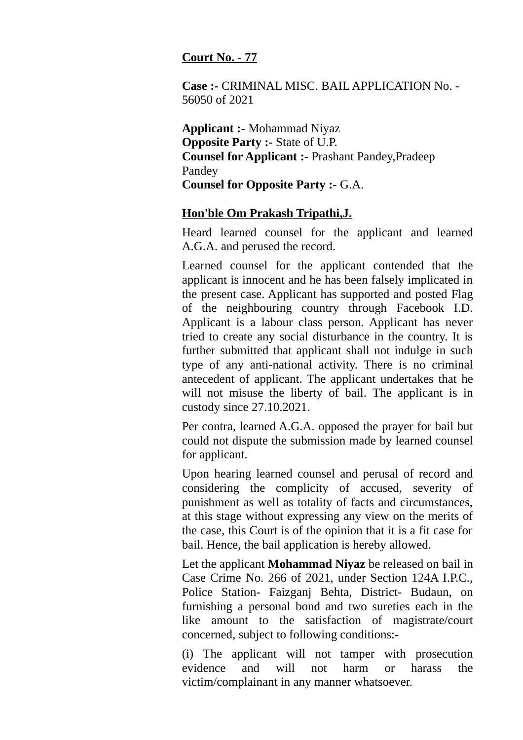**Court No. - 77**

**Case :-** CRIMINAL MISC. BAIL APPLICATION No. - 56050 of 2021

**Applicant :-** Mohammad Niyaz
**Opposite Party :-** State of U.P.
**Counsel for Applicant :-** Prashant Pandey,Pradeep Pandey
**Counsel for Opposite Party :-** G.A.

**Hon'ble Om Prakash Tripathi,J.**

Heard learned counsel for the applicant and learned A.G.A. and perused the record.

Learned counsel for the applicant contended that the applicant is innocent and he has been falsely implicated in the present case. Applicant has supported and posted Flag of the neighbouring country through Facebook I.D. Applicant is a labour class person. Applicant has never tried to create any social disturbance in the country. It is further submitted that applicant shall not indulge in such type of any anti-national activity. There is no criminal antecedent of applicant. The applicant undertakes that he will not misuse the liberty of bail. The applicant is in custody since 27.10.2021.

Per contra, learned A.G.A. opposed the prayer for bail but could not dispute the submission made by learned counsel for applicant.

Upon hearing learned counsel and perusal of record and considering the complicity of accused, severity of punishment as well as totality of facts and circumstances, at this stage without expressing any view on the merits of the case, this Court is of the opinion that it is a fit case for bail. Hence, the bail application is hereby allowed.

Let the applicant **Mohammad Niyaz** be released on bail in Case Crime No. 266 of 2021, under Section 124A I.P.C., Police Station- Faizganj Behta, District- Budaun, on furnishing a personal bond and two sureties each in the like amount to the satisfaction of magistrate/court concerned, subject to following conditions:-

(i) The applicant will not tamper with prosecution evidence and will not harm or harass the victim/complainant in any manner whatsoever.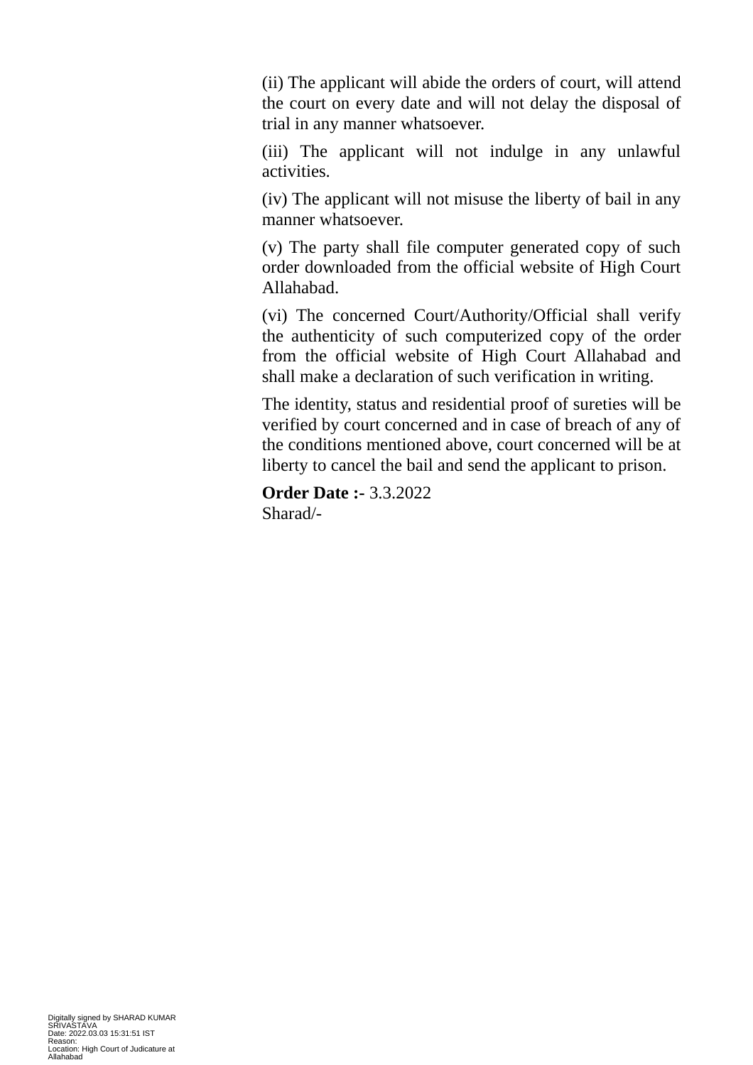(ii) The applicant will abide the orders of court, will attend the court on every date and will not delay the disposal of trial in any manner whatsoever.

(iii) The applicant will not indulge in any unlawful activities.

(iv) The applicant will not misuse the liberty of bail in any manner whatsoever.

(v) The party shall file computer generated copy of such order downloaded from the official website of High Court Allahabad.

(vi) The concerned Court/Authority/Official shall verify the authenticity of such computerized copy of the order from the official website of High Court Allahabad and shall make a declaration of such verification in writing.

The identity, status and residential proof of sureties will be verified by court concerned and in case of breach of any of the conditions mentioned above, court concerned will be at liberty to cancel the bail and send the applicant to prison.

**Order Date :-** 3.3.2022
Sharad/-

Digitally signed by SHARAD KUMAR SRIVASTAVA
Date: 2022.03.03 15:31:51 IST
Reason:
Location: High Court of Judicature at Allahabad